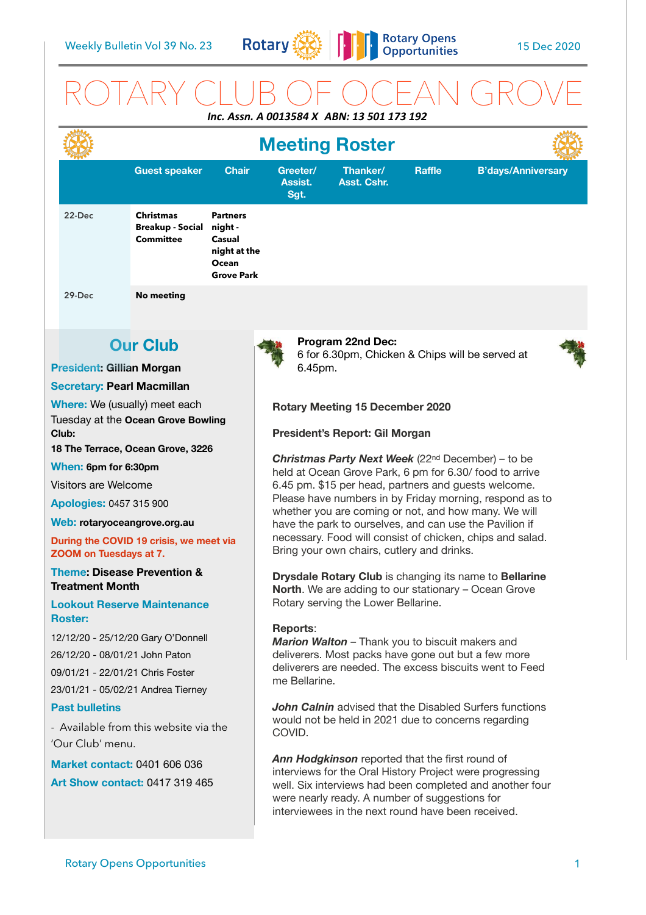Weekly Bulletin Vol 39 No. 23 — 15 Dec 2020

# ROTARY CLUB OF OCEAN GROVE

***Inc. Assn. A 0013584 X ABN: 13 501 173 192***

## Meeting Roster

| | Guest speaker | Chair | Greeter/ Assist. Sgt. | Thanker/ Asst. Cshr. | Raffle | B'days/Anniversary |
|---|---|---|---|---|---|---|
| 22-Dec | **Christmas Breakup - Social Committee** | **Partners night - Casual night at the Ocean Grove Park** | | | | |
| 29-Dec | **No meeting** | | | | | |

## Our Club

**President: Gillian Morgan**

**Secretary: Pearl Macmillan**

**Where:** We (usually) meet each Tuesday at the **Ocean Grove Bowling Club:**

**18 The Terrace, Ocean Grove, 3226**

**When: 6pm for 6:30pm**

Visitors are Welcome

**Apologies:** 0457 315 900

**Web: rotaryoceangrove.org.au**

**During the COVID 19 crisis, we meet via ZOOM on Tuesdays at 7.**

**Theme: Disease Prevention & Treatment Month**

**Lookout Reserve Maintenance Roster:**

12/12/20 - 25/12/20 Gary O'Donnell

26/12/20 - 08/01/21 John Paton

09/01/21 - 22/01/21 Chris Foster

23/01/21 - 05/02/21 Andrea Tierney

**Past bulletins**

- Available from this website via the 'Our Club' menu.

**Market contact:** 0401 606 036

**Art Show contact:** 0417 319 465

**Program 22nd Dec:**
6 for 6.30pm, Chicken & Chips will be served at 6.45pm.

**Rotary Meeting 15 December 2020**

**President's Report: Gil Morgan**

***Christmas Party Next Week*** (22nd December) – to be held at Ocean Grove Park, 6 pm for 6.30/ food to arrive 6.45 pm. $15 per head, partners and guests welcome. Please have numbers in by Friday morning, respond as to whether you are coming or not, and how many. We will have the park to ourselves, and can use the Pavilion if necessary. Food will consist of chicken, chips and salad. Bring your own chairs, cutlery and drinks.

**Drysdale Rotary Club** is changing its name to **Bellarine North**. We are adding to our stationary – Ocean Grove Rotary serving the Lower Bellarine.

**Reports**:
***Marion Walton*** – Thank you to biscuit makers and deliverers. Most packs have gone out but a few more deliverers are needed. The excess biscuits went to Feed me Bellarine.

***John Calnin*** advised that the Disabled Surfers functions would not be held in 2021 due to concerns regarding COVID.

***Ann Hodgkinson*** reported that the first round of interviews for the Oral History Project were progressing well. Six interviews had been completed and another four were nearly ready. A number of suggestions for interviewees in the next round have been received.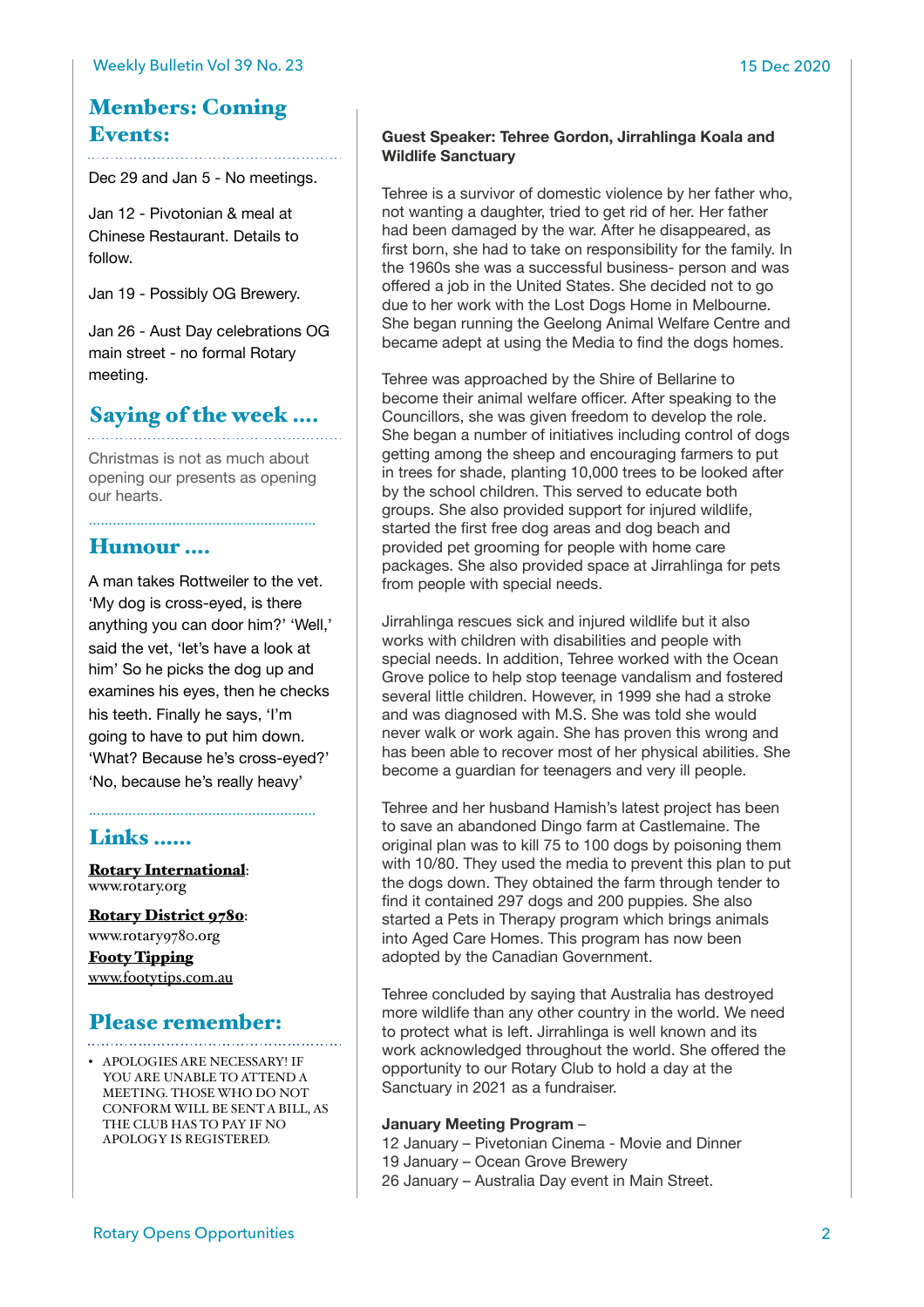## Members: Coming Events:

Dec 29 and Jan 5 - No meetings.

Jan 12 - Pivotonian & meal at Chinese Restaurant. Details to follow.

Jan 19 - Possibly OG Brewery.

Jan 26 - Aust Day celebrations OG main street - no formal Rotary meeting.

## Saying of the week ....

Christmas is not as much about opening our presents as opening our hearts.

## Humour ....

A man takes Rottweiler to the vet. 'My dog is cross-eyed, is there anything you can door him?' 'Well,' said the vet, 'let's have a look at him' So he picks the dog up and examines his eyes, then he checks his teeth. Finally he says, 'I'm going to have to put him down. 'What? Because he's cross-eyed?' 'No, because he's really heavy'

## Links ......

**Rotary International**: www.rotary.org

**Rotary District 9780**: www.rotary9780.org

**Footy Tipping** www.footytips.com.au

## Please remember:

- APOLOGIES ARE NECESSARY! IF YOU ARE UNABLE TO ATTEND A MEETING. THOSE WHO DO NOT CONFORM WILL BE SENT A BILL, AS THE CLUB HAS TO PAY IF NO APOLOGY IS REGISTERED.

**Guest Speaker: Tehree Gordon, Jirrahlinga Koala and Wildlife Sanctuary**

Tehree is a survivor of domestic violence by her father who, not wanting a daughter, tried to get rid of her. Her father had been damaged by the war. After he disappeared, as first born, she had to take on responsibility for the family. In the 1960s she was a successful business- person and was offered a job in the United States. She decided not to go due to her work with the Lost Dogs Home in Melbourne. She began running the Geelong Animal Welfare Centre and became adept at using the Media to find the dogs homes.

Tehree was approached by the Shire of Bellarine to become their animal welfare officer. After speaking to the Councillors, she was given freedom to develop the role. She began a number of initiatives including control of dogs getting among the sheep and encouraging farmers to put in trees for shade, planting 10,000 trees to be looked after by the school children. This served to educate both groups. She also provided support for injured wildlife, started the first free dog areas and dog beach and provided pet grooming for people with home care packages. She also provided space at Jirrahlinga for pets from people with special needs.

Jirrahlinga rescues sick and injured wildlife but it also works with children with disabilities and people with special needs. In addition, Tehree worked with the Ocean Grove police to help stop teenage vandalism and fostered several little children. However, in 1999 she had a stroke and was diagnosed with M.S. She was told she would never walk or work again. She has proven this wrong and has been able to recover most of her physical abilities. She become a guardian for teenagers and very ill people.

Tehree and her husband Hamish's latest project has been to save an abandoned Dingo farm at Castlemaine. The original plan was to kill 75 to 100 dogs by poisoning them with 10/80. They used the media to prevent this plan to put the dogs down. They obtained the farm through tender to find it contained 297 dogs and 200 puppies. She also started a Pets in Therapy program which brings animals into Aged Care Homes. This program has now been adopted by the Canadian Government.

Tehree concluded by saying that Australia has destroyed more wildlife than any other country in the world. We need to protect what is left. Jirrahlinga is well known and its work acknowledged throughout the world. She offered the opportunity to our Rotary Club to hold a day at the Sanctuary in 2021 as a fundraiser.

**January Meeting Program** –
12 January – Pivetonian Cinema - Movie and Dinner
19 January – Ocean Grove Brewery
26 January – Australia Day event in Main Street.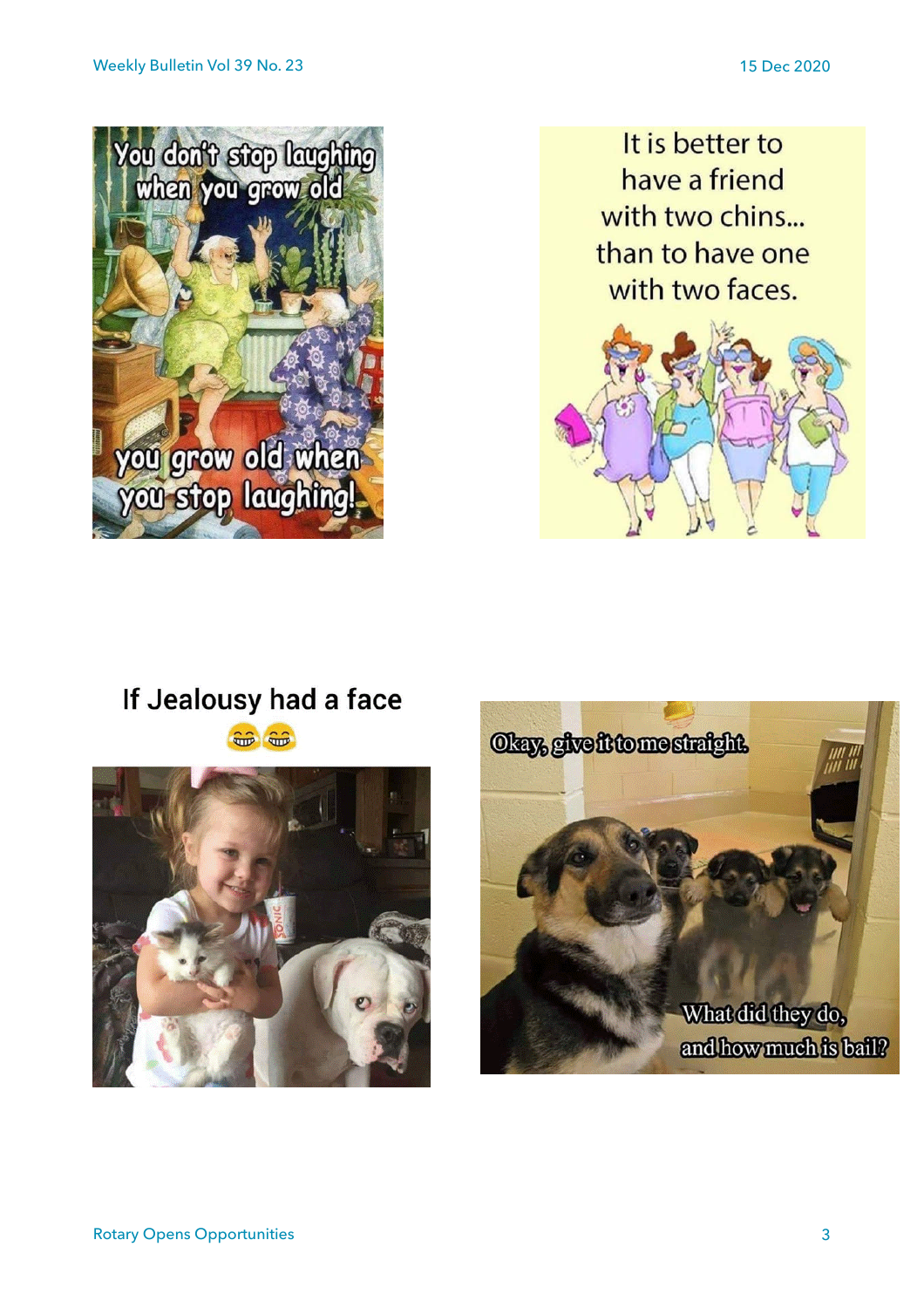You don't stop laughing when you grow old

you grow old when you stop laughing!

It is better to have a friend with two chins... than to have one with two faces.

If Jealousy had a face 😂😂

Okay, give it to me straight.

What did they do, and how much is bail?